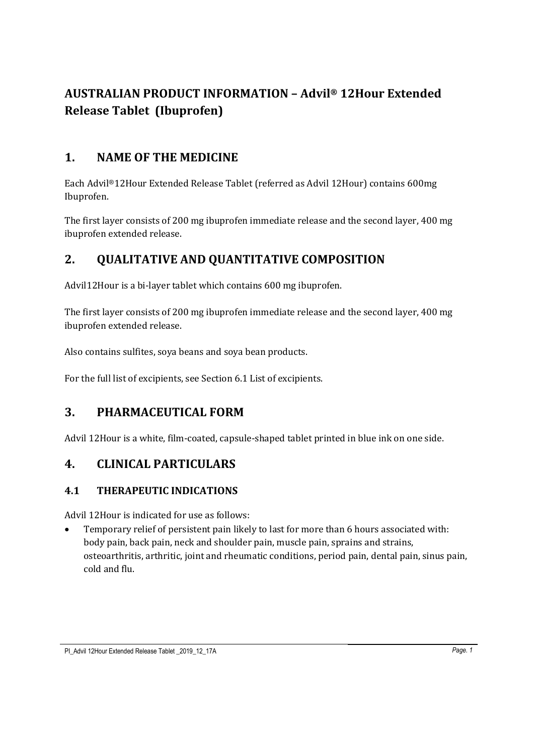# AUSTRALIAN PRODUCT INFORMATION – Advil® 12Hour Extended Release Tablet (Ibuprofen)

## 1. NAME OF THE MEDICINE

Each Advil®12Hour Extended Release Tablet (referred as Advil 12Hour) contains 600mg Ibuprofen.

The first layer consists of 200 mg ibuprofen immediate release and the second layer, 400 mg ibuprofen extended release.

## 2. QUALITATIVE AND QUANTITATIVE COMPOSITION

Advil12Hour is a bi-layer tablet which contains 600 mg ibuprofen.

The first layer consists of 200 mg ibuprofen immediate release and the second layer, 400 mg ibuprofen extended release.

Also contains sulfites, soya beans and soya bean products.

For the full list of excipients, see Section 6.1 List of excipients.

## 3. PHARMACEUTICAL FORM

Advil 12Hour is a white, film-coated, capsule-shaped tablet printed in blue ink on one side.

## 4. CLINICAL PARTICULARS

### 4.1 THERAPEUTIC INDICATIONS

Advil 12Hour is indicated for use as follows:

- Temporary relief of persistent pain likely to last for more than 6 hours associated with: body pain, back pain, neck and shoulder pain, muscle pain, sprains and strains, osteoarthritis, arthritic, joint and rheumatic conditions, period pain, dental pain, sinus pain, cold and flu.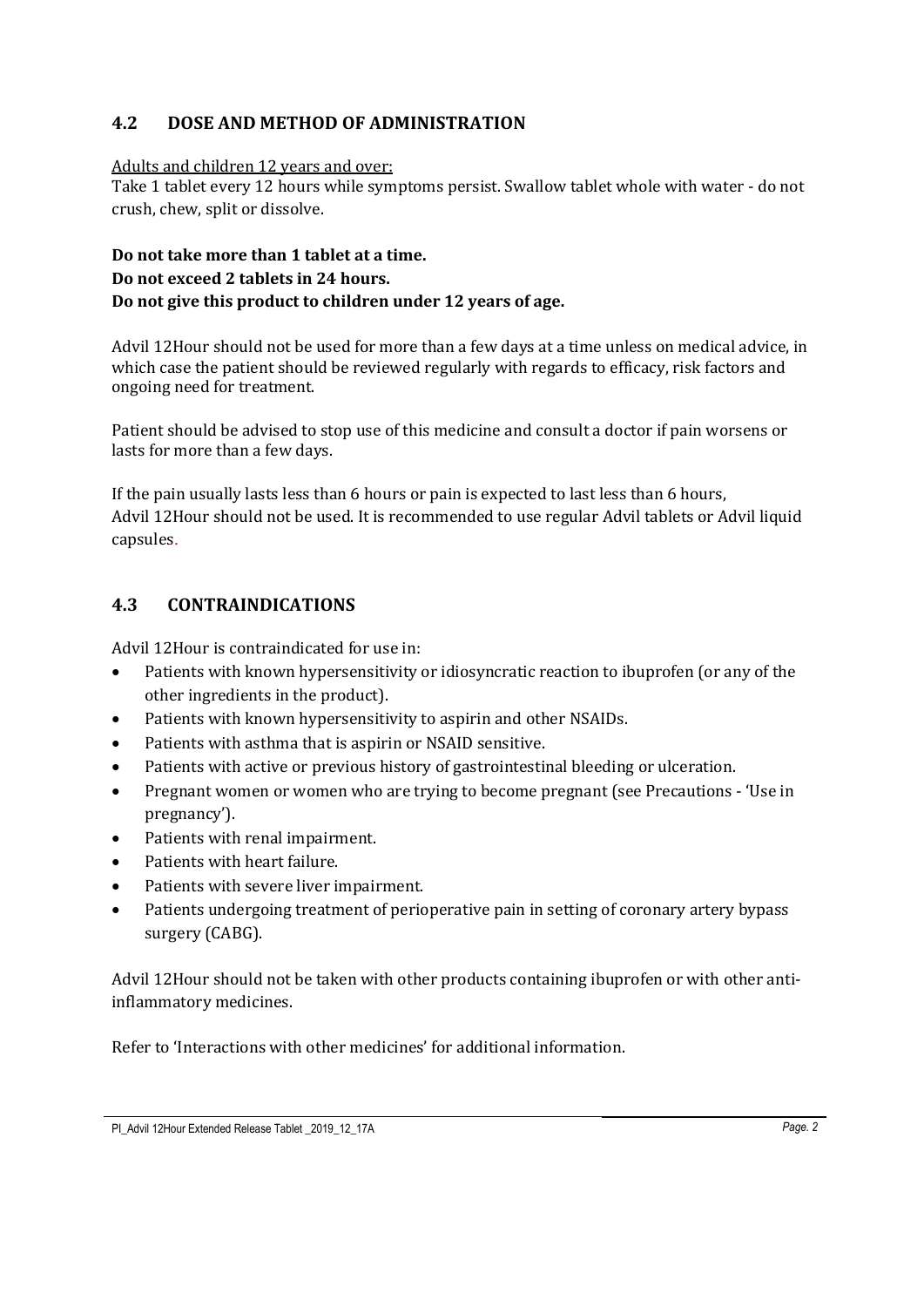## 4.2 DOSE AND METHOD OF ADMINISTRATION

Adults and children 12 years and over:

Take 1 tablet every 12 hours while symptoms persist. Swallow tablet whole with water - do not crush, chew, split or dissolve.

**Do not take more than 1 tablet at a time.**
**Do not exceed 2 tablets in 24 hours.**
**Do not give this product to children under 12 years of age.**

Advil 12Hour should not be used for more than a few days at a time unless on medical advice, in which case the patient should be reviewed regularly with regards to efficacy, risk factors and ongoing need for treatment.

Patient should be advised to stop use of this medicine and consult a doctor if pain worsens or lasts for more than a few days.

If the pain usually lasts less than 6 hours or pain is expected to last less than 6 hours, Advil 12Hour should not be used. It is recommended to use regular Advil tablets or Advil liquid capsules.

## 4.3 CONTRAINDICATIONS

Advil 12Hour is contraindicated for use in:

- Patients with known hypersensitivity or idiosyncratic reaction to ibuprofen (or any of the other ingredients in the product).
- Patients with known hypersensitivity to aspirin and other NSAIDs.
- Patients with asthma that is aspirin or NSAID sensitive.
- Patients with active or previous history of gastrointestinal bleeding or ulceration.
- Pregnant women or women who are trying to become pregnant (see Precautions - 'Use in pregnancy').
- Patients with renal impairment.
- Patients with heart failure.
- Patients with severe liver impairment.
- Patients undergoing treatment of perioperative pain in setting of coronary artery bypass surgery (CABG).

Advil 12Hour should not be taken with other products containing ibuprofen or with other anti-inflammatory medicines.

Refer to 'Interactions with other medicines' for additional information.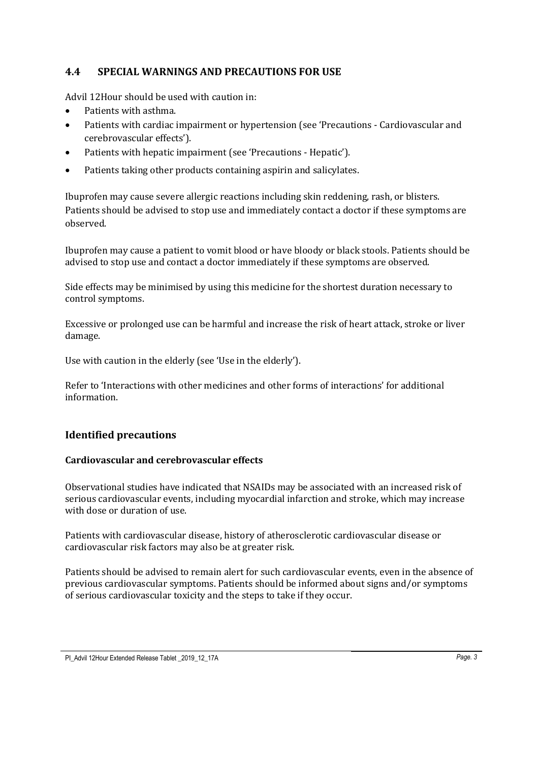## 4.4 SPECIAL WARNINGS AND PRECAUTIONS FOR USE

Advil 12Hour should be used with caution in:

- Patients with asthma.
- Patients with cardiac impairment or hypertension (see 'Precautions - Cardiovascular and cerebrovascular effects').
- Patients with hepatic impairment (see 'Precautions - Hepatic').
- Patients taking other products containing aspirin and salicylates.

Ibuprofen may cause severe allergic reactions including skin reddening, rash, or blisters. Patients should be advised to stop use and immediately contact a doctor if these symptoms are observed.

Ibuprofen may cause a patient to vomit blood or have bloody or black stools. Patients should be advised to stop use and contact a doctor immediately if these symptoms are observed.

Side effects may be minimised by using this medicine for the shortest duration necessary to control symptoms.

Excessive or prolonged use can be harmful and increase the risk of heart attack, stroke or liver damage.

Use with caution in the elderly (see 'Use in the elderly').

Refer to 'Interactions with other medicines and other forms of interactions' for additional information.

## Identified precautions

### Cardiovascular and cerebrovascular effects

Observational studies have indicated that NSAIDs may be associated with an increased risk of serious cardiovascular events, including myocardial infarction and stroke, which may increase with dose or duration of use.

Patients with cardiovascular disease, history of atherosclerotic cardiovascular disease or cardiovascular risk factors may also be at greater risk.

Patients should be advised to remain alert for such cardiovascular events, even in the absence of previous cardiovascular symptoms. Patients should be informed about signs and/or symptoms of serious cardiovascular toxicity and the steps to take if they occur.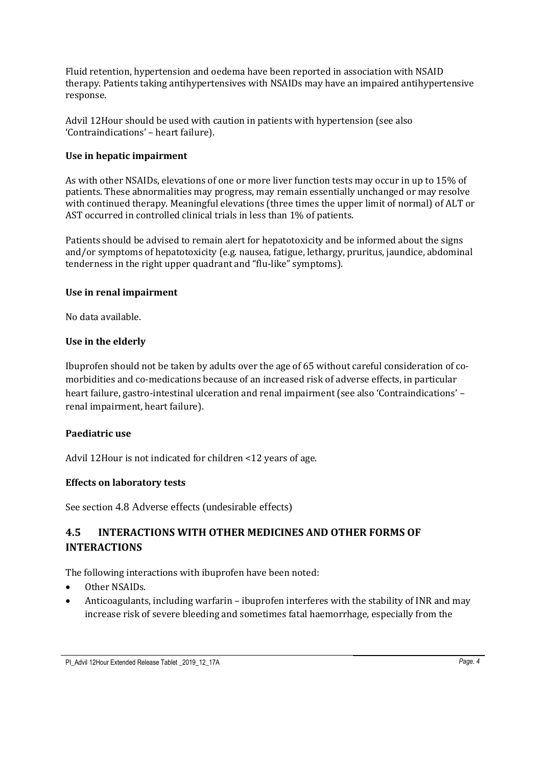Fluid retention, hypertension and oedema have been reported in association with NSAID therapy. Patients taking antihypertensives with NSAIDs may have an impaired antihypertensive response.

Advil 12Hour should be used with caution in patients with hypertension (see also 'Contraindications' – heart failure).

**Use in hepatic impairment**

As with other NSAIDs, elevations of one or more liver function tests may occur in up to 15% of patients. These abnormalities may progress, may remain essentially unchanged or may resolve with continued therapy. Meaningful elevations (three times the upper limit of normal) of ALT or AST occurred in controlled clinical trials in less than 1% of patients.

Patients should be advised to remain alert for hepatotoxicity and be informed about the signs and/or symptoms of hepatotoxicity (e.g. nausea, fatigue, lethargy, pruritus, jaundice, abdominal tenderness in the right upper quadrant and "flu-like" symptoms).

**Use in renal impairment**

No data available.

**Use in the elderly**

Ibuprofen should not be taken by adults over the age of 65 without careful consideration of co-morbidities and co-medications because of an increased risk of adverse effects, in particular heart failure, gastro-intestinal ulceration and renal impairment (see also 'Contraindications' – renal impairment, heart failure).

**Paediatric use**

Advil 12Hour is not indicated for children <12 years of age.

**Effects on laboratory tests**

See section 4.8 Adverse effects (undesirable effects)

## 4.5 INTERACTIONS WITH OTHER MEDICINES AND OTHER FORMS OF INTERACTIONS

The following interactions with ibuprofen have been noted:

- Other NSAIDs.
- Anticoagulants, including warfarin – ibuprofen interferes with the stability of INR and may increase risk of severe bleeding and sometimes fatal haemorrhage, especially from the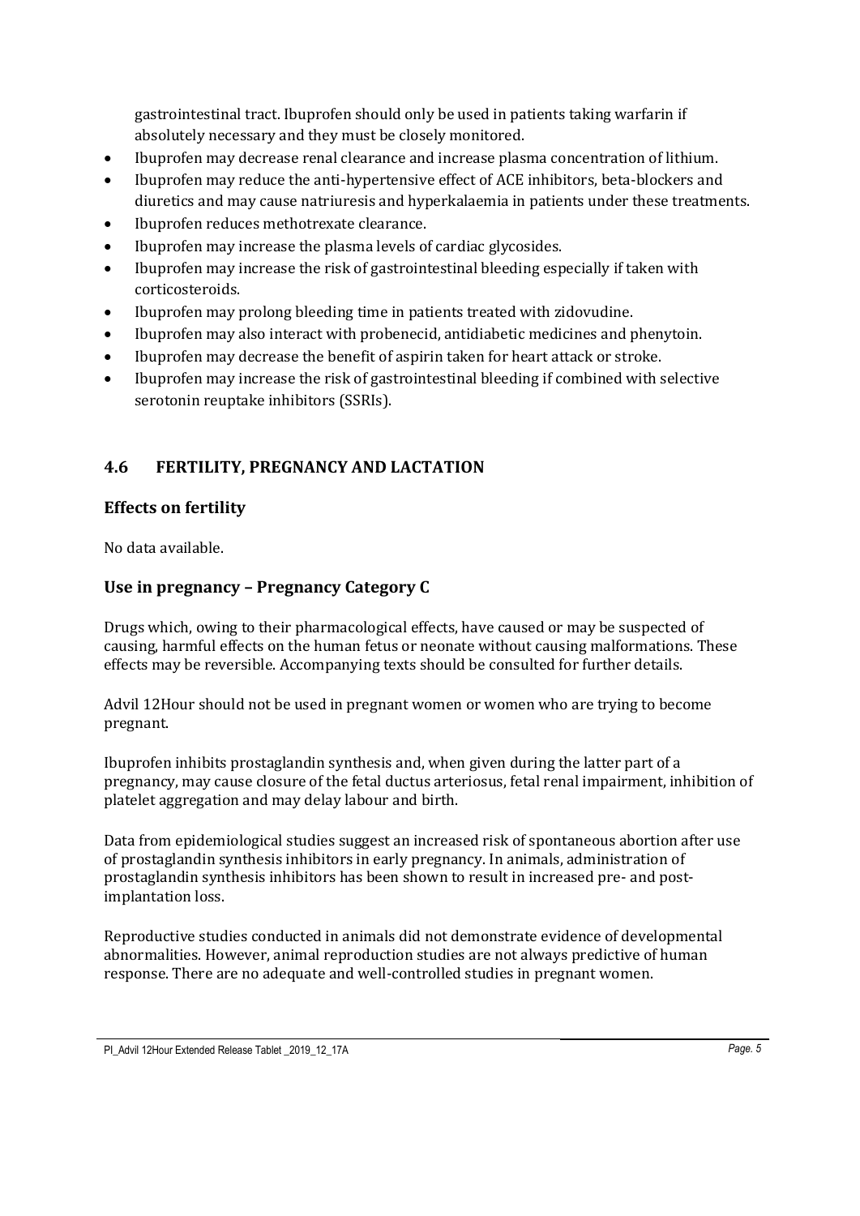gastrointestinal tract. Ibuprofen should only be used in patients taking warfarin if absolutely necessary and they must be closely monitored.

- Ibuprofen may decrease renal clearance and increase plasma concentration of lithium.
- Ibuprofen may reduce the anti-hypertensive effect of ACE inhibitors, beta-blockers and diuretics and may cause natriuresis and hyperkalaemia in patients under these treatments.
- Ibuprofen reduces methotrexate clearance.
- Ibuprofen may increase the plasma levels of cardiac glycosides.
- Ibuprofen may increase the risk of gastrointestinal bleeding especially if taken with corticosteroids.
- Ibuprofen may prolong bleeding time in patients treated with zidovudine.
- Ibuprofen may also interact with probenecid, antidiabetic medicines and phenytoin.
- Ibuprofen may decrease the benefit of aspirin taken for heart attack or stroke.
- Ibuprofen may increase the risk of gastrointestinal bleeding if combined with selective serotonin reuptake inhibitors (SSRIs).

## 4.6 FERTILITY, PREGNANCY AND LACTATION

### Effects on fertility

No data available.

### Use in pregnancy – Pregnancy Category C

Drugs which, owing to their pharmacological effects, have caused or may be suspected of causing, harmful effects on the human fetus or neonate without causing malformations. These effects may be reversible. Accompanying texts should be consulted for further details.

Advil 12Hour should not be used in pregnant women or women who are trying to become pregnant.

Ibuprofen inhibits prostaglandin synthesis and, when given during the latter part of a pregnancy, may cause closure of the fetal ductus arteriosus, fetal renal impairment, inhibition of platelet aggregation and may delay labour and birth.

Data from epidemiological studies suggest an increased risk of spontaneous abortion after use of prostaglandin synthesis inhibitors in early pregnancy. In animals, administration of prostaglandin synthesis inhibitors has been shown to result in increased pre- and post-implantation loss.

Reproductive studies conducted in animals did not demonstrate evidence of developmental abnormalities. However, animal reproduction studies are not always predictive of human response. There are no adequate and well-controlled studies in pregnant women.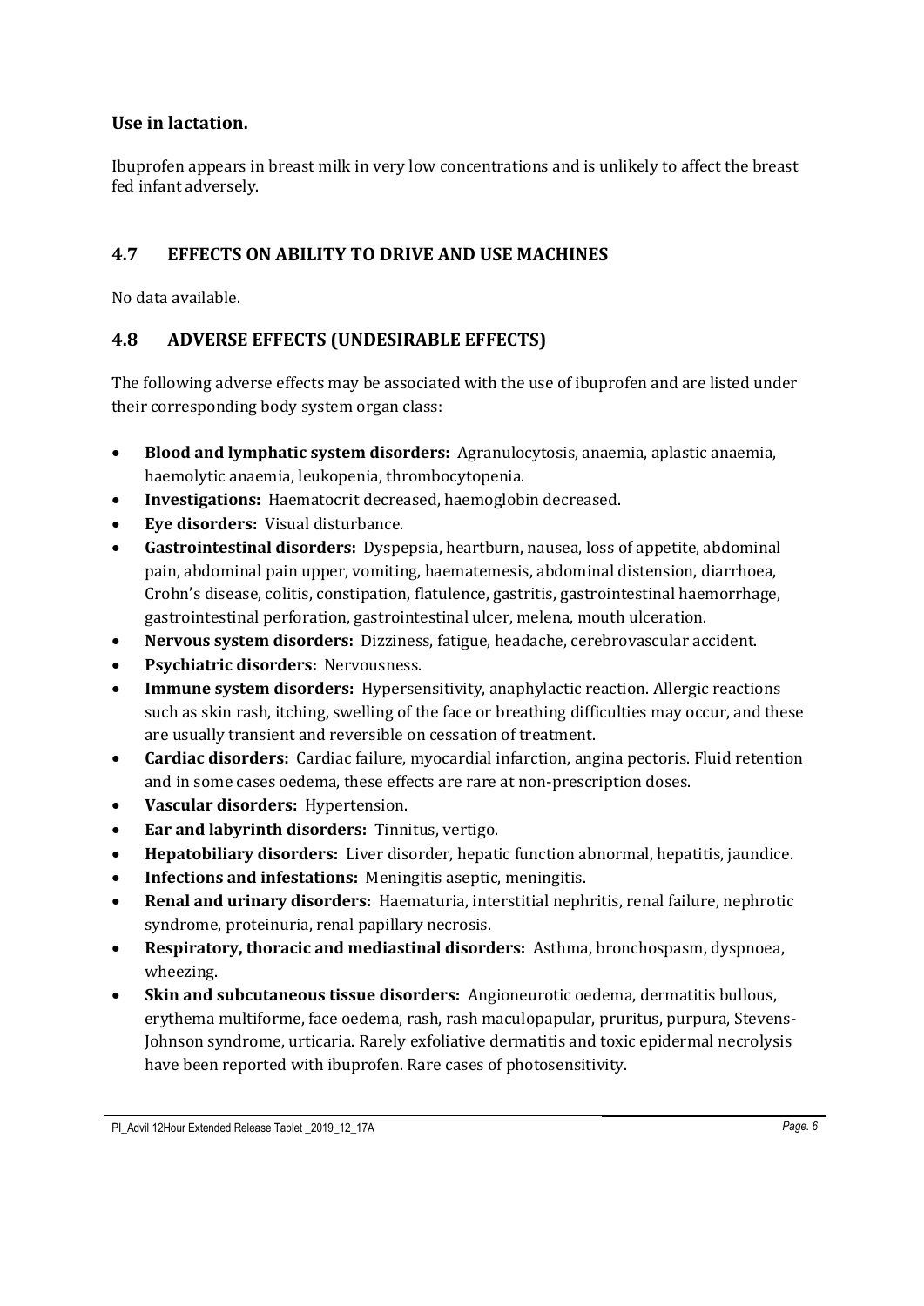### Use in lactation.

Ibuprofen appears in breast milk in very low concentrations and is unlikely to affect the breast fed infant adversely.

## 4.7 EFFECTS ON ABILITY TO DRIVE AND USE MACHINES

No data available.

## 4.8 ADVERSE EFFECTS (UNDESIRABLE EFFECTS)

The following adverse effects may be associated with the use of ibuprofen and are listed under their corresponding body system organ class:

- **Blood and lymphatic system disorders:** Agranulocytosis, anaemia, aplastic anaemia, haemolytic anaemia, leukopenia, thrombocytopenia.
- **Investigations:** Haematocrit decreased, haemoglobin decreased.
- **Eye disorders:** Visual disturbance.
- **Gastrointestinal disorders:** Dyspepsia, heartburn, nausea, loss of appetite, abdominal pain, abdominal pain upper, vomiting, haematemesis, abdominal distension, diarrhoea, Crohn's disease, colitis, constipation, flatulence, gastritis, gastrointestinal haemorrhage, gastrointestinal perforation, gastrointestinal ulcer, melena, mouth ulceration.
- **Nervous system disorders:** Dizziness, fatigue, headache, cerebrovascular accident.
- **Psychiatric disorders:** Nervousness.
- **Immune system disorders:** Hypersensitivity, anaphylactic reaction. Allergic reactions such as skin rash, itching, swelling of the face or breathing difficulties may occur, and these are usually transient and reversible on cessation of treatment.
- **Cardiac disorders:** Cardiac failure, myocardial infarction, angina pectoris. Fluid retention and in some cases oedema, these effects are rare at non-prescription doses.
- **Vascular disorders:** Hypertension.
- **Ear and labyrinth disorders:** Tinnitus, vertigo.
- **Hepatobiliary disorders:** Liver disorder, hepatic function abnormal, hepatitis, jaundice.
- **Infections and infestations:** Meningitis aseptic, meningitis.
- **Renal and urinary disorders:** Haematuria, interstitial nephritis, renal failure, nephrotic syndrome, proteinuria, renal papillary necrosis.
- **Respiratory, thoracic and mediastinal disorders:** Asthma, bronchospasm, dyspnoea, wheezing.
- **Skin and subcutaneous tissue disorders:** Angioneurotic oedema, dermatitis bullous, erythema multiforme, face oedema, rash, rash maculopapular, pruritus, purpura, Stevens-Johnson syndrome, urticaria. Rarely exfoliative dermatitis and toxic epidermal necrolysis have been reported with ibuprofen. Rare cases of photosensitivity.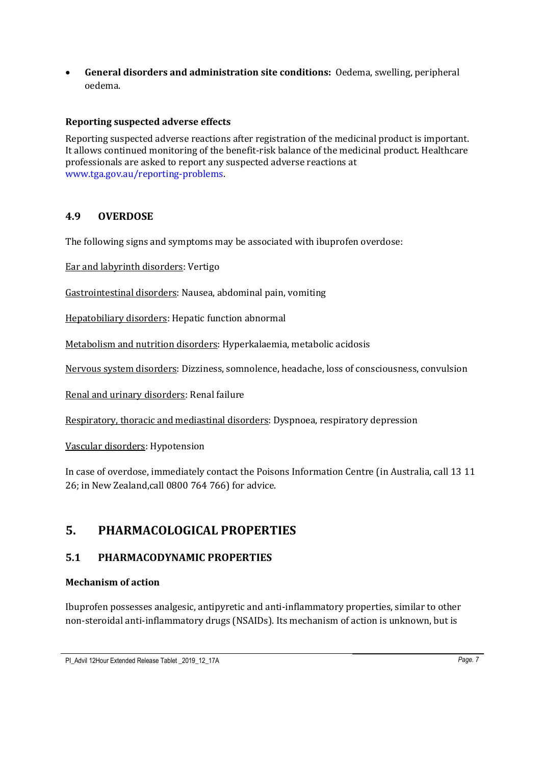- **General disorders and administration site conditions:** Oedema, swelling, peripheral oedema.

**Reporting suspected adverse effects**

Reporting suspected adverse reactions after registration of the medicinal product is important. It allows continued monitoring of the benefit-risk balance of the medicinal product. Healthcare professionals are asked to report any suspected adverse reactions at www.tga.gov.au/reporting-problems.

### 4.9 OVERDOSE

The following signs and symptoms may be associated with ibuprofen overdose:

Ear and labyrinth disorders: Vertigo

Gastrointestinal disorders: Nausea, abdominal pain, vomiting

Hepatobiliary disorders: Hepatic function abnormal

Metabolism and nutrition disorders: Hyperkalaemia, metabolic acidosis

Nervous system disorders: Dizziness, somnolence, headache, loss of consciousness, convulsion

Renal and urinary disorders: Renal failure

Respiratory, thoracic and mediastinal disorders: Dyspnoea, respiratory depression

Vascular disorders: Hypotension

In case of overdose, immediately contact the Poisons Information Centre (in Australia, call 13 11 26; in New Zealand,call 0800 764 766) for advice.

## 5. PHARMACOLOGICAL PROPERTIES

### 5.1 PHARMACODYNAMIC PROPERTIES

**Mechanism of action**

Ibuprofen possesses analgesic, antipyretic and anti-inflammatory properties, similar to other non-steroidal anti-inflammatory drugs (NSAIDs). Its mechanism of action is unknown, but is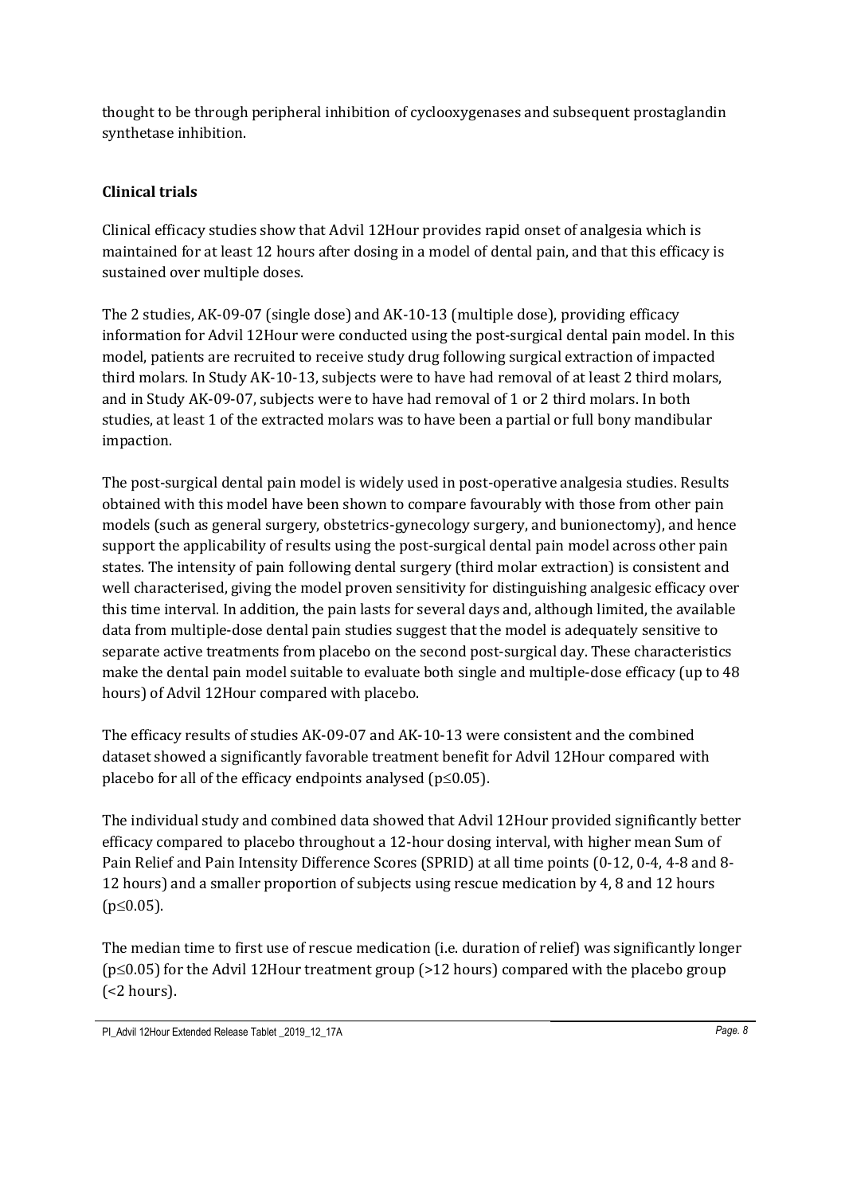thought to be through peripheral inhibition of cyclooxygenases and subsequent prostaglandin synthetase inhibition.

## Clinical trials

Clinical efficacy studies show that Advil 12Hour provides rapid onset of analgesia which is maintained for at least 12 hours after dosing in a model of dental pain, and that this efficacy is sustained over multiple doses.

The 2 studies, AK-09-07 (single dose) and AK-10-13 (multiple dose), providing efficacy information for Advil 12Hour were conducted using the post-surgical dental pain model. In this model, patients are recruited to receive study drug following surgical extraction of impacted third molars. In Study AK-10-13, subjects were to have had removal of at least 2 third molars, and in Study AK-09-07, subjects were to have had removal of 1 or 2 third molars. In both studies, at least 1 of the extracted molars was to have been a partial or full bony mandibular impaction.

The post-surgical dental pain model is widely used in post-operative analgesia studies. Results obtained with this model have been shown to compare favourably with those from other pain models (such as general surgery, obstetrics-gynecology surgery, and bunionectomy), and hence support the applicability of results using the post-surgical dental pain model across other pain states. The intensity of pain following dental surgery (third molar extraction) is consistent and well characterised, giving the model proven sensitivity for distinguishing analgesic efficacy over this time interval. In addition, the pain lasts for several days and, although limited, the available data from multiple-dose dental pain studies suggest that the model is adequately sensitive to separate active treatments from placebo on the second post-surgical day. These characteristics make the dental pain model suitable to evaluate both single and multiple-dose efficacy (up to 48 hours) of Advil 12Hour compared with placebo.

The efficacy results of studies AK-09-07 and AK-10-13 were consistent and the combined dataset showed a significantly favorable treatment benefit for Advil 12Hour compared with placebo for all of the efficacy endpoints analysed ($p \leq 0.05$).

The individual study and combined data showed that Advil 12Hour provided significantly better efficacy compared to placebo throughout a 12-hour dosing interval, with higher mean Sum of Pain Relief and Pain Intensity Difference Scores (SPRID) at all time points (0-12, 0-4, 4-8 and 8-12 hours) and a smaller proportion of subjects using rescue medication by 4, 8 and 12 hours ($p \leq 0.05$).

The median time to first use of rescue medication (i.e. duration of relief) was significantly longer ($p \leq 0.05$) for the Advil 12Hour treatment group (>12 hours) compared with the placebo group (<2 hours).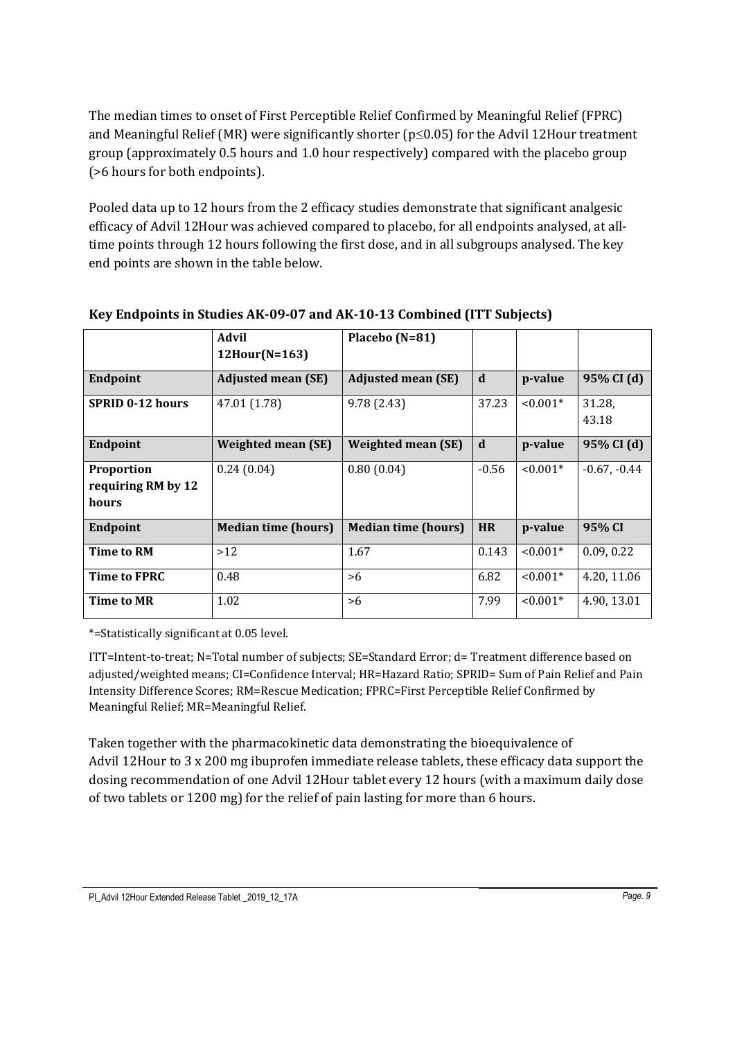The median times to onset of First Perceptible Relief Confirmed by Meaningful Relief (FPRC) and Meaningful Relief (MR) were significantly shorter ($p \leq 0.05$) for the Advil 12Hour treatment group (approximately 0.5 hours and 1.0 hour respectively) compared with the placebo group (>6 hours for both endpoints).

Pooled data up to 12 hours from the 2 efficacy studies demonstrate that significant analgesic efficacy of Advil 12Hour was achieved compared to placebo, for all endpoints analysed, at all-time points through 12 hours following the first dose, and in all subgroups analysed. The key end points are shown in the table below.

**Key Endpoints in Studies AK-09-07 and AK-10-13 Combined (ITT Subjects)**

| | **Advil 12Hour(N=163)** | **Placebo (N=81)** | | | |
|---|---|---|---|---|---|
| **Endpoint** | **Adjusted mean (SE)** | **Adjusted mean (SE)** | **d** | **p-value** | **95% CI (d)** |
| **SPRID 0-12 hours** | 47.01 (1.78) | 9.78 (2.43) | 37.23 | <0.001* | 31.28, 43.18 |
| **Endpoint** | **Weighted mean (SE)** | **Weighted mean (SE)** | **d** | **p-value** | **95% CI (d)** |
| **Proportion requiring RM by 12 hours** | 0.24 (0.04) | 0.80 (0.04) | -0.56 | <0.001* | -0.67, -0.44 |
| **Endpoint** | **Median time (hours)** | **Median time (hours)** | **HR** | **p-value** | **95% CI** |
| **Time to RM** | >12 | 1.67 | 0.143 | <0.001* | 0.09, 0.22 |
| **Time to FPRC** | 0.48 | >6 | 6.82 | <0.001* | 4.20, 11.06 |
| **Time to MR** | 1.02 | >6 | 7.99 | <0.001* | 4.90, 13.01 |

*=Statistically significant at 0.05 level.

ITT=Intent-to-treat; N=Total number of subjects; SE=Standard Error; d= Treatment difference based on adjusted/weighted means; CI=Confidence Interval; HR=Hazard Ratio; SPRID= Sum of Pain Relief and Pain Intensity Difference Scores; RM=Rescue Medication; FPRC=First Perceptible Relief Confirmed by Meaningful Relief; MR=Meaningful Relief.

Taken together with the pharmacokinetic data demonstrating the bioequivalence of Advil 12Hour to 3 x 200 mg ibuprofen immediate release tablets, these efficacy data support the dosing recommendation of one Advil 12Hour tablet every 12 hours (with a maximum daily dose of two tablets or 1200 mg) for the relief of pain lasting for more than 6 hours.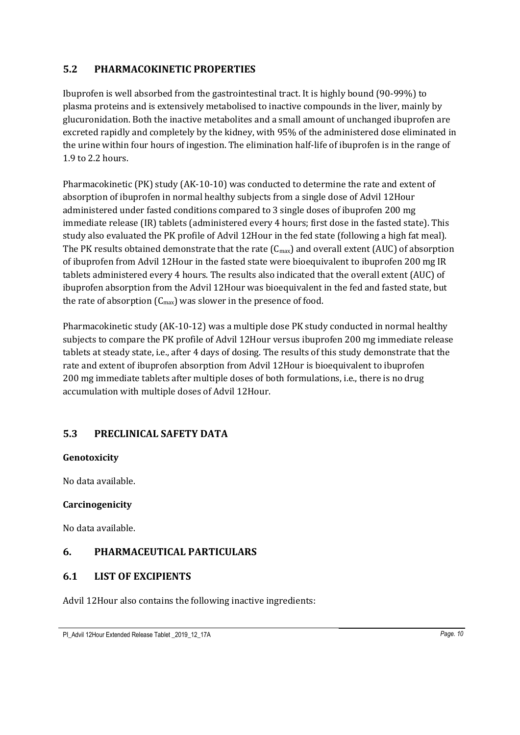## 5.2 PHARMACOKINETIC PROPERTIES

Ibuprofen is well absorbed from the gastrointestinal tract. It is highly bound (90-99%) to plasma proteins and is extensively metabolised to inactive compounds in the liver, mainly by glucuronidation. Both the inactive metabolites and a small amount of unchanged ibuprofen are excreted rapidly and completely by the kidney, with 95% of the administered dose eliminated in the urine within four hours of ingestion. The elimination half-life of ibuprofen is in the range of 1.9 to 2.2 hours.

Pharmacokinetic (PK) study (AK-10-10) was conducted to determine the rate and extent of absorption of ibuprofen in normal healthy subjects from a single dose of Advil 12Hour administered under fasted conditions compared to 3 single doses of ibuprofen 200 mg immediate release (IR) tablets (administered every 4 hours; first dose in the fasted state). This study also evaluated the PK profile of Advil 12Hour in the fed state (following a high fat meal). The PK results obtained demonstrate that the rate ($C_{max}$) and overall extent (AUC) of absorption of ibuprofen from Advil 12Hour in the fasted state were bioequivalent to ibuprofen 200 mg IR tablets administered every 4 hours. The results also indicated that the overall extent (AUC) of ibuprofen absorption from the Advil 12Hour was bioequivalent in the fed and fasted state, but the rate of absorption ($C_{max}$) was slower in the presence of food.

Pharmacokinetic study (AK-10-12) was a multiple dose PK study conducted in normal healthy subjects to compare the PK profile of Advil 12Hour versus ibuprofen 200 mg immediate release tablets at steady state, i.e., after 4 days of dosing. The results of this study demonstrate that the rate and extent of ibuprofen absorption from Advil 12Hour is bioequivalent to ibuprofen 200 mg immediate tablets after multiple doses of both formulations, i.e., there is no drug accumulation with multiple doses of Advil 12Hour.

## 5.3 PRECLINICAL SAFETY DATA

**Genotoxicity**

No data available.

**Carcinogenicity**

No data available.

# 6. PHARMACEUTICAL PARTICULARS

## 6.1 LIST OF EXCIPIENTS

Advil 12Hour also contains the following inactive ingredients: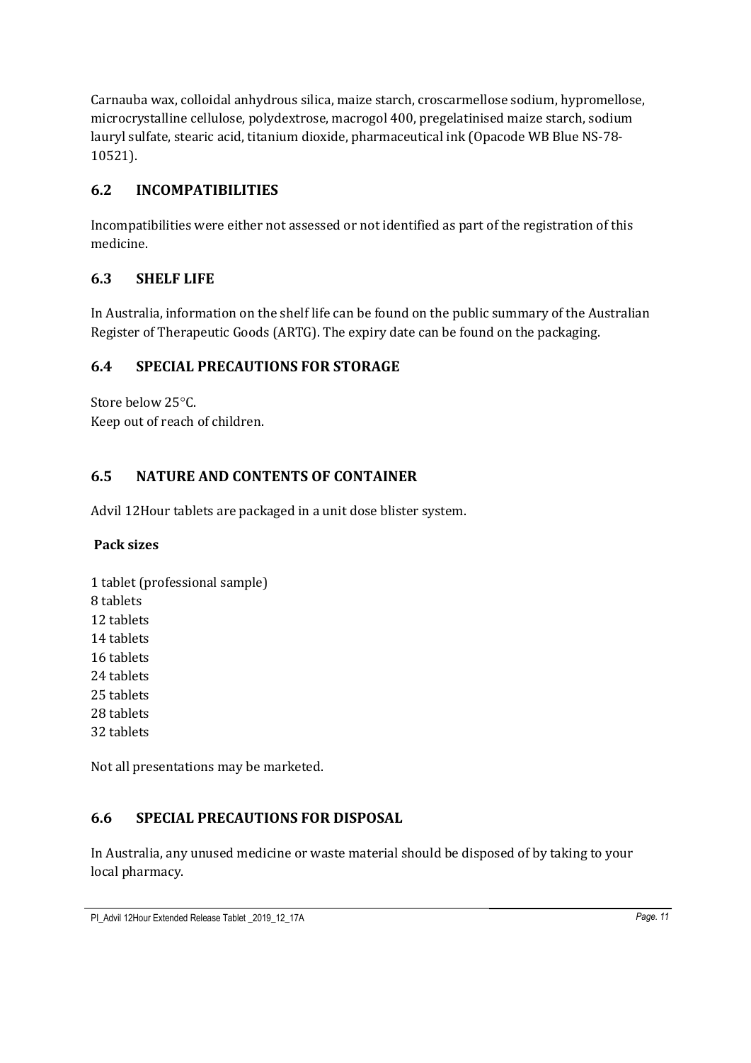Carnauba wax, colloidal anhydrous silica, maize starch, croscarmellose sodium, hypromellose, microcrystalline cellulose, polydextrose, macrogol 400, pregelatinised maize starch, sodium lauryl sulfate, stearic acid, titanium dioxide, pharmaceutical ink (Opacode WB Blue NS-78-10521).

## 6.2 INCOMPATIBILITIES

Incompatibilities were either not assessed or not identified as part of the registration of this medicine.

## 6.3 SHELF LIFE

In Australia, information on the shelf life can be found on the public summary of the Australian Register of Therapeutic Goods (ARTG). The expiry date can be found on the packaging.

## 6.4 SPECIAL PRECAUTIONS FOR STORAGE

Store below 25°C.
Keep out of reach of children.

## 6.5 NATURE AND CONTENTS OF CONTAINER

Advil 12Hour tablets are packaged in a unit dose blister system.

**Pack sizes**

1 tablet (professional sample)
8 tablets
12 tablets
14 tablets
16 tablets
24 tablets
25 tablets
28 tablets
32 tablets

Not all presentations may be marketed.

## 6.6 SPECIAL PRECAUTIONS FOR DISPOSAL

In Australia, any unused medicine or waste material should be disposed of by taking to your local pharmacy.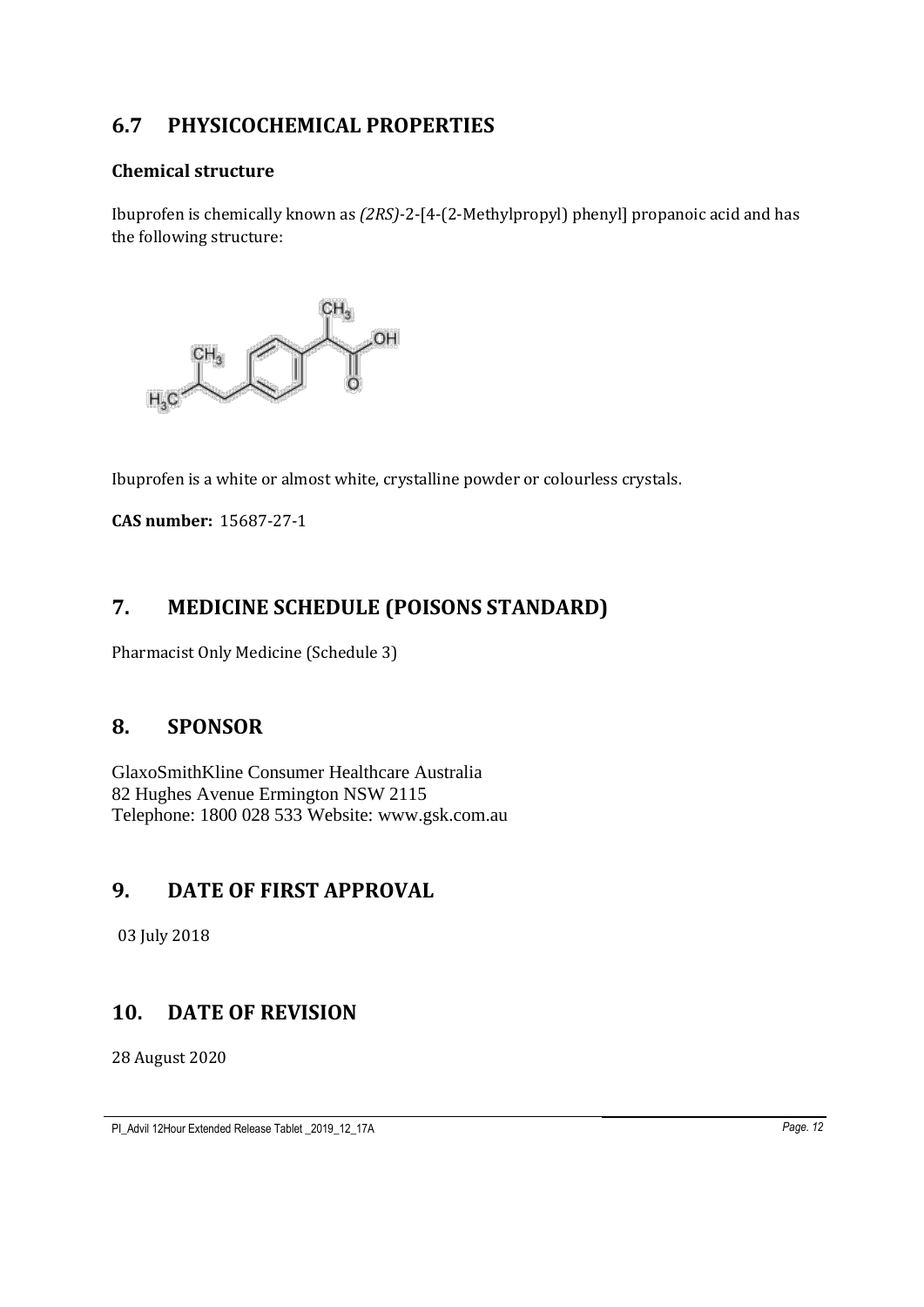## 6.7 PHYSICOCHEMICAL PROPERTIES

### Chemical structure

Ibuprofen is chemically known as *(2RS)*-2-[4-(2-Methylpropyl) phenyl] propanoic acid and has the following structure:

Ibuprofen is a white or almost white, crystalline powder or colourless crystals.

**CAS number:** 15687-27-1

## 7. MEDICINE SCHEDULE (POISONS STANDARD)

Pharmacist Only Medicine (Schedule 3)

## 8. SPONSOR

GlaxoSmithKline Consumer Healthcare Australia
82 Hughes Avenue Ermington NSW 2115
Telephone: 1800 028 533 Website: www.gsk.com.au

## 9. DATE OF FIRST APPROVAL

03 July 2018

## 10. DATE OF REVISION

28 August 2020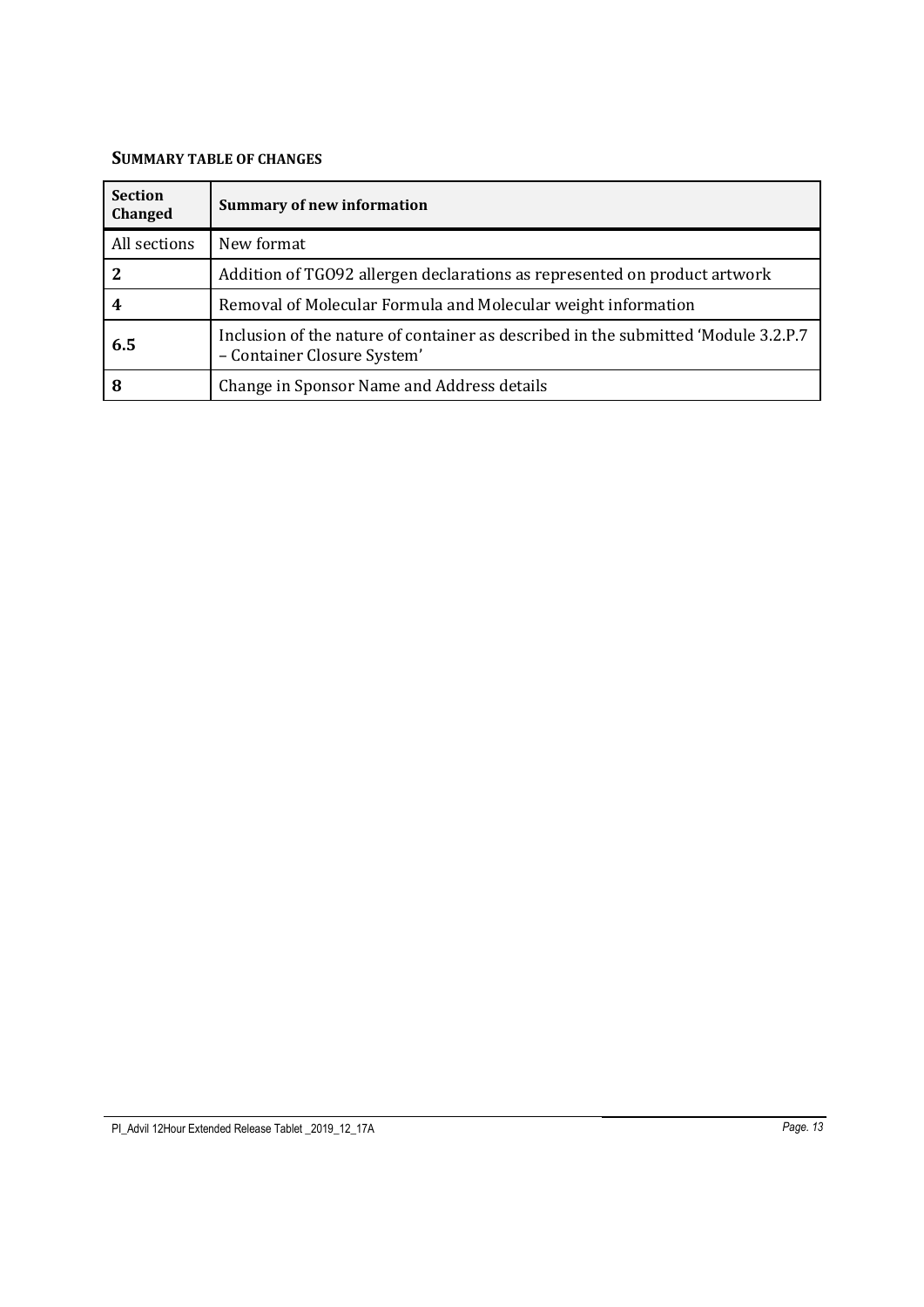## SUMMARY TABLE OF CHANGES

| Section Changed | Summary of new information |
|---|---|
| All sections | New format |
| **2** | Addition of TGO92 allergen declarations as represented on product artwork |
| **4** | Removal of Molecular Formula and Molecular weight information |
| **6.5** | Inclusion of the nature of container as described in the submitted 'Module 3.2.P.7 – Container Closure System' |
| **8** | Change in Sponsor Name and Address details |